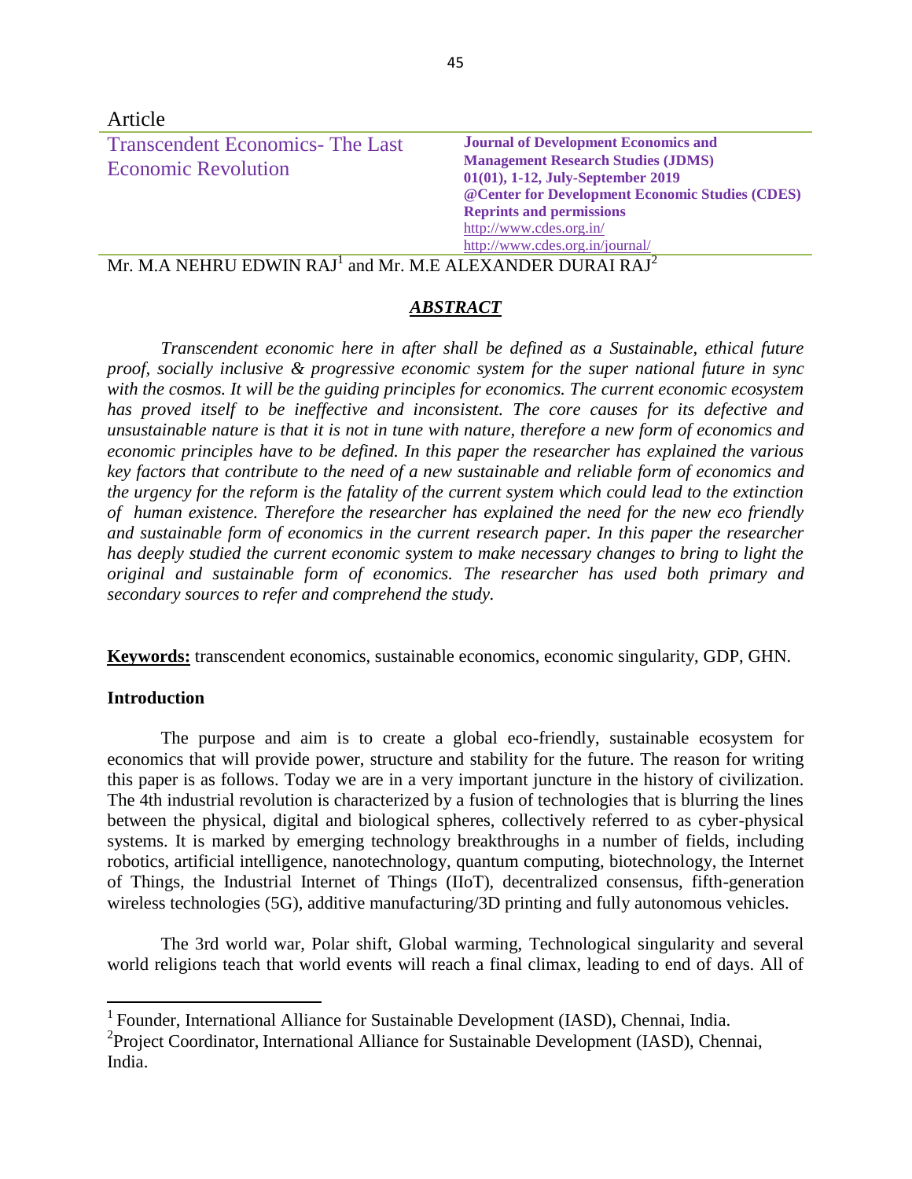Article

# Transcendent Economics- The Last Economic Revolution

**Journal of Development Economics and Management Research Studies (JDMS)**
**01(01), 1-12, July-September 2019**
**@Center for Development Economic Studies (CDES)**
**Reprints and permissions**
http://www.cdes.org.in/
http://www.cdes.org.in/journal/

Mr. M.A NEHRU EDWIN RAJ[1] and Mr. M.E ALEXANDER DURAI RAJ[2]

## *ABSTRACT*

*Transcendent economic here in after shall be defined as a Sustainable, ethical future proof, socially inclusive & progressive economic system for the super national future in sync with the cosmos. It will be the guiding principles for economics. The current economic ecosystem has proved itself to be ineffective and inconsistent. The core causes for its defective and unsustainable nature is that it is not in tune with nature, therefore a new form of economics and economic principles have to be defined. In this paper the researcher has explained the various key factors that contribute to the need of a new sustainable and reliable form of economics and the urgency for the reform is the fatality of the current system which could lead to the extinction of human existence. Therefore the researcher has explained the need for the new eco friendly and sustainable form of economics in the current research paper. In this paper the researcher has deeply studied the current economic system to make necessary changes to bring to light the original and sustainable form of economics. The researcher has used both primary and secondary sources to refer and comprehend the study.*

**Keywords:** transcendent economics, sustainable economics, economic singularity, GDP, GHN.

### Introduction

The purpose and aim is to create a global eco-friendly, sustainable ecosystem for economics that will provide power, structure and stability for the future. The reason for writing this paper is as follows. Today we are in a very important juncture in the history of civilization. The 4th industrial revolution is characterized by a fusion of technologies that is blurring the lines between the physical, digital and biological spheres, collectively referred to as cyber-physical systems. It is marked by emerging technology breakthroughs in a number of fields, including robotics, artificial intelligence, nanotechnology, quantum computing, biotechnology, the Internet of Things, the Industrial Internet of Things (IIoT), decentralized consensus, fifth-generation wireless technologies (5G), additive manufacturing/3D printing and fully autonomous vehicles.

The 3rd world war, Polar shift, Global warming, Technological singularity and several world religions teach that world events will reach a final climax, leading to end of days. All of

---

[1] Founder, International Alliance for Sustainable Development (IASD), Chennai, India.

[2] Project Coordinator, International Alliance for Sustainable Development (IASD), Chennai, India.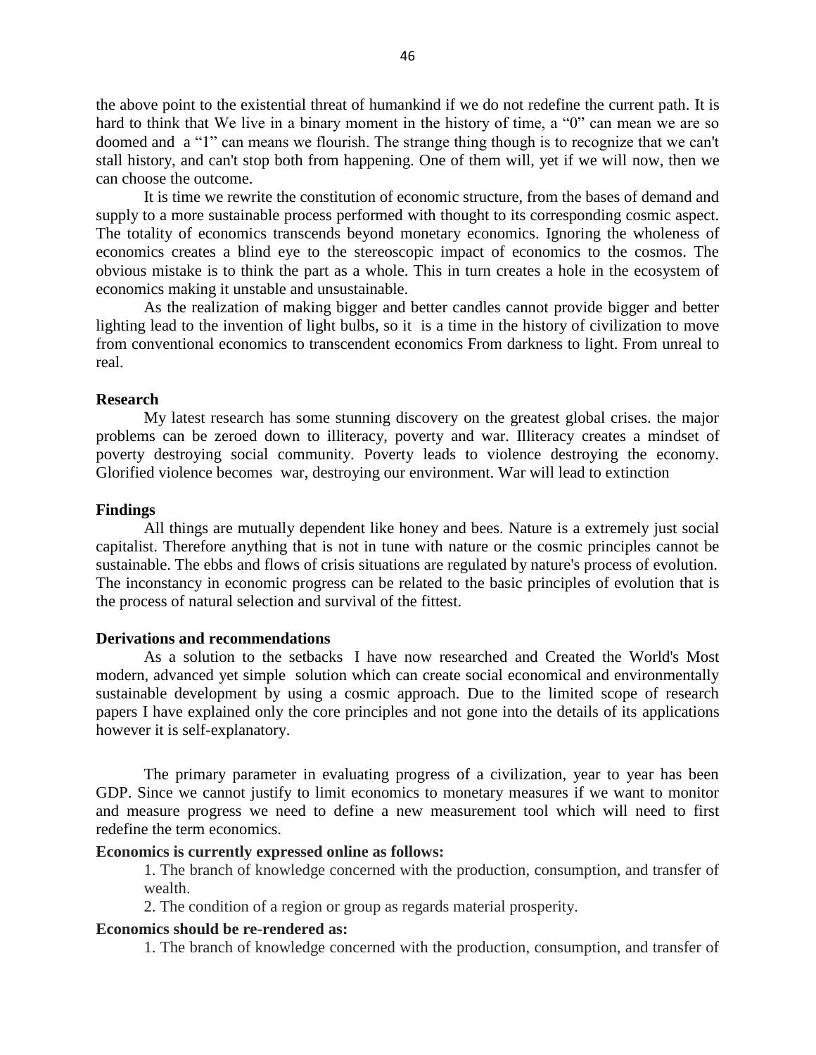the above point to the existential threat of humankind if we do not redefine the current path. It is hard to think that We live in a binary moment in the history of time, a "0" can mean we are so doomed and a "1" can means we flourish. The strange thing though is to recognize that we can't stall history, and can't stop both from happening. One of them will, yet if we will now, then we can choose the outcome.

It is time we rewrite the constitution of economic structure, from the bases of demand and supply to a more sustainable process performed with thought to its corresponding cosmic aspect. The totality of economics transcends beyond monetary economics. Ignoring the wholeness of economics creates a blind eye to the stereoscopic impact of economics to the cosmos. The obvious mistake is to think the part as a whole. This in turn creates a hole in the ecosystem of economics making it unstable and unsustainable.

As the realization of making bigger and better candles cannot provide bigger and better lighting lead to the invention of light bulbs, so it is a time in the history of civilization to move from conventional economics to transcendent economics From darkness to light. From unreal to real.

**Research**

My latest research has some stunning discovery on the greatest global crises. the major problems can be zeroed down to illiteracy, poverty and war. Illiteracy creates a mindset of poverty destroying social community. Poverty leads to violence destroying the economy. Glorified violence becomes war, destroying our environment. War will lead to extinction

**Findings**

All things are mutually dependent like honey and bees. Nature is a extremely just social capitalist. Therefore anything that is not in tune with nature or the cosmic principles cannot be sustainable. The ebbs and flows of crisis situations are regulated by nature's process of evolution. The inconstancy in economic progress can be related to the basic principles of evolution that is the process of natural selection and survival of the fittest.

**Derivations and recommendations**

As a solution to the setbacks I have now researched and Created the World's Most modern, advanced yet simple solution which can create social economical and environmentally sustainable development by using a cosmic approach. Due to the limited scope of research papers I have explained only the core principles and not gone into the details of its applications however it is self-explanatory.

The primary parameter in evaluating progress of a civilization, year to year has been GDP. Since we cannot justify to limit economics to monetary measures if we want to monitor and measure progress we need to define a new measurement tool which will need to first redefine the term economics.

**Economics is currently expressed online as follows:**

1. The branch of knowledge concerned with the production, consumption, and transfer of wealth.
2. The condition of a region or group as regards material prosperity.

**Economics should be re-rendered as:**

1. The branch of knowledge concerned with the production, consumption, and transfer of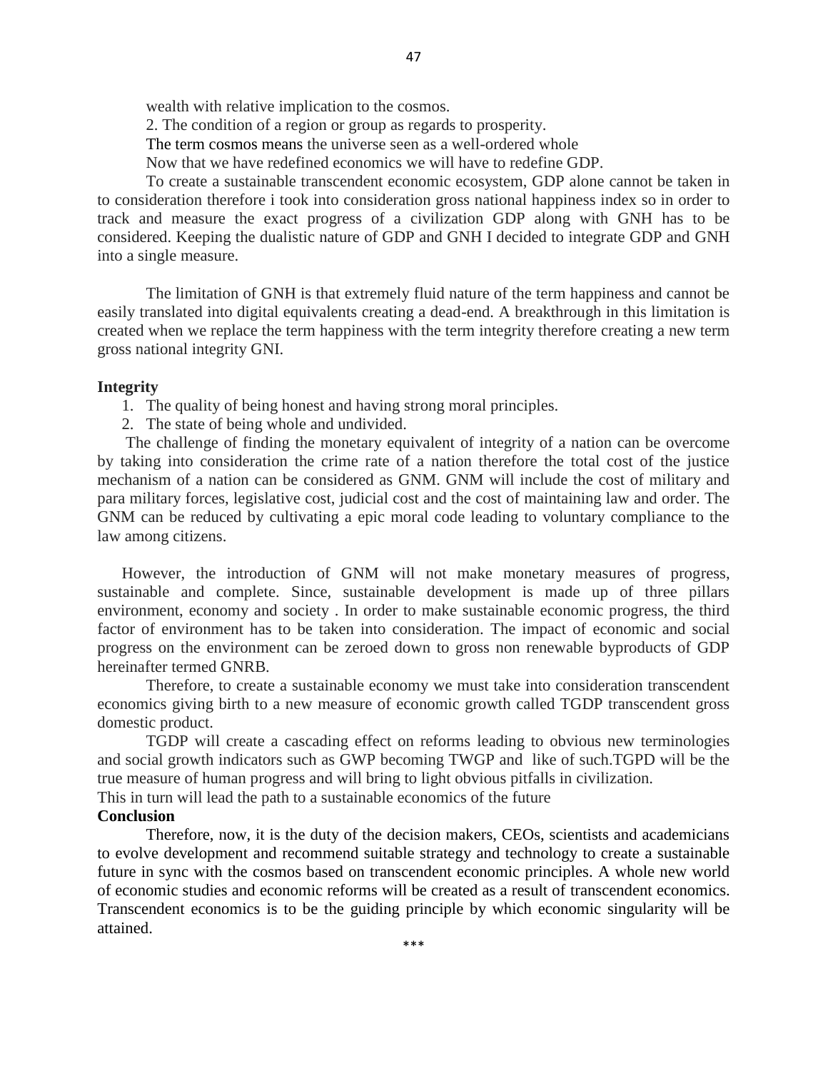wealth with relative implication to the cosmos.

2. The condition of a region or group as regards to prosperity.

The term cosmos means the universe seen as a well-ordered whole

Now that we have redefined economics we will have to redefine GDP.

To create a sustainable transcendent economic ecosystem, GDP alone cannot be taken in to consideration therefore i took into consideration gross national happiness index so in order to track and measure the exact progress of a civilization GDP along with GNH has to be considered. Keeping the dualistic nature of GDP and GNH I decided to integrate GDP and GNH into a single measure.

The limitation of GNH is that extremely fluid nature of the term happiness and cannot be easily translated into digital equivalents creating a dead-end. A breakthrough in this limitation is created when we replace the term happiness with the term integrity therefore creating a new term gross national integrity GNI.

**Integrity**

1. The quality of being honest and having strong moral principles.
2. The state of being whole and undivided.

The challenge of finding the monetary equivalent of integrity of a nation can be overcome by taking into consideration the crime rate of a nation therefore the total cost of the justice mechanism of a nation can be considered as GNM. GNM will include the cost of military and para military forces, legislative cost, judicial cost and the cost of maintaining law and order. The GNM can be reduced by cultivating a epic moral code leading to voluntary compliance to the law among citizens.

However, the introduction of GNM will not make monetary measures of progress, sustainable and complete. Since, sustainable development is made up of three pillars environment, economy and society . In order to make sustainable economic progress, the third factor of environment has to be taken into consideration. The impact of economic and social progress on the environment can be zeroed down to gross non renewable byproducts of GDP hereinafter termed GNRB.

Therefore, to create a sustainable economy we must take into consideration transcendent economics giving birth to a new measure of economic growth called TGDP transcendent gross domestic product.

TGDP will create a cascading effect on reforms leading to obvious new terminologies and social growth indicators such as GWP becoming TWGP and like of such.TGPD will be the true measure of human progress and will bring to light obvious pitfalls in civilization.

This in turn will lead the path to a sustainable economics of the future

**Conclusion**

Therefore, now, it is the duty of the decision makers, CEOs, scientists and academicians to evolve development and recommend suitable strategy and technology to create a sustainable future in sync with the cosmos based on transcendent economic principles. A whole new world of economic studies and economic reforms will be created as a result of transcendent economics. Transcendent economics is to be the guiding principle by which economic singularity will be attained.

\*\*\*